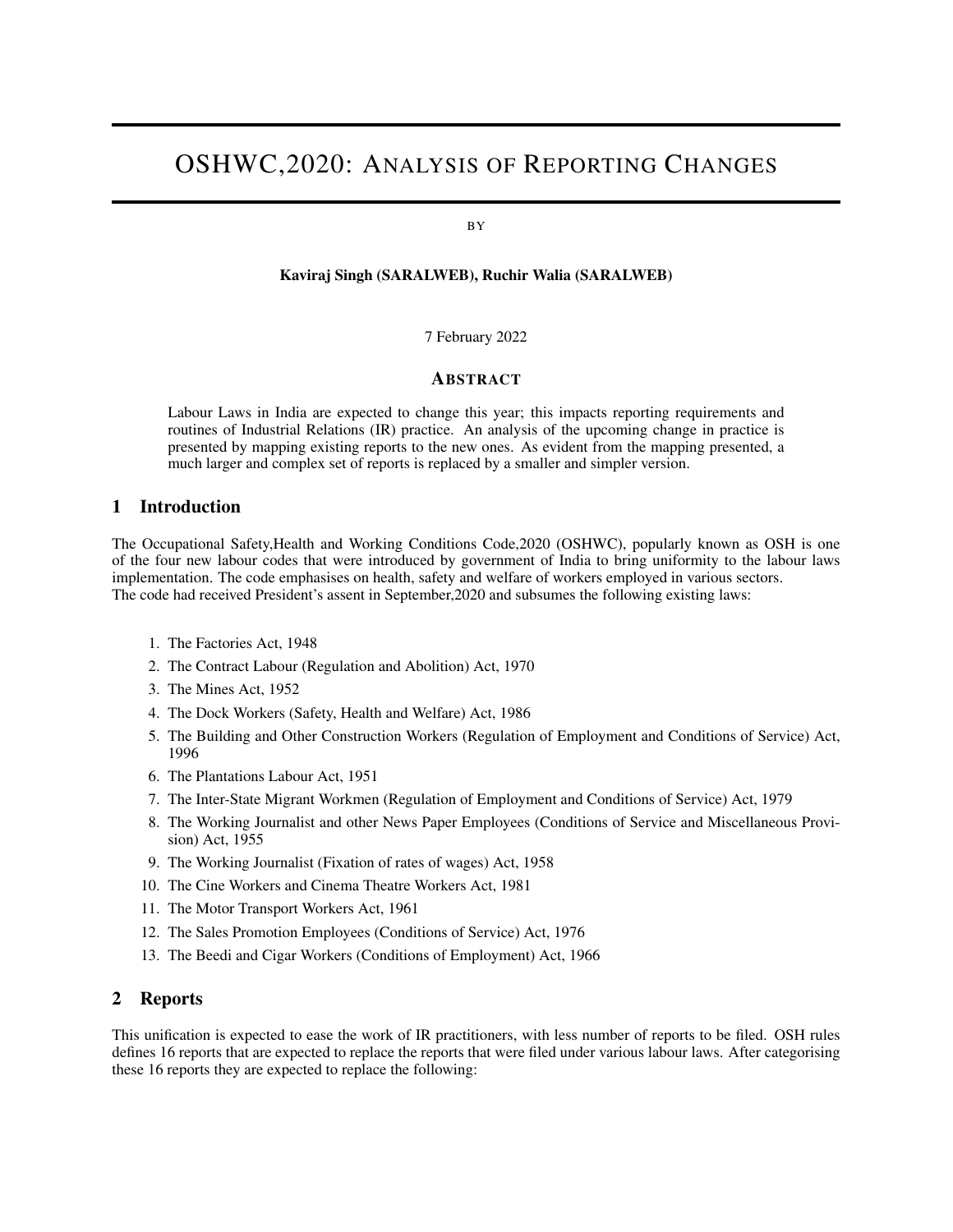# OSHWC,2020: Analysis of Reporting Changes

BY

**Kaviraj Singh (SARALWEB), Ruchir Walia (SARALWEB)**

7 February 2022

## Abstract

Labour Laws in India are expected to change this year; this impacts reporting requirements and routines of Industrial Relations (IR) practice. An analysis of the upcoming change in practice is presented by mapping existing reports to the new ones. As evident from the mapping presented, a much larger and complex set of reports is replaced by a smaller and simpler version.

## 1 Introduction

The Occupational Safety,Health and Working Conditions Code,2020 (OSHWC), popularly known as OSH is one of the four new labour codes that were introduced by government of India to bring uniformity to the labour laws implementation. The code emphasises on health, safety and welfare of workers employed in various sectors.
The code had received President's assent in September,2020 and subsumes the following existing laws:

1. The Factories Act, 1948
2. The Contract Labour (Regulation and Abolition) Act, 1970
3. The Mines Act, 1952
4. The Dock Workers (Safety, Health and Welfare) Act, 1986
5. The Building and Other Construction Workers (Regulation of Employment and Conditions of Service) Act, 1996
6. The Plantations Labour Act, 1951
7. The Inter-State Migrant Workmen (Regulation of Employment and Conditions of Service) Act, 1979
8. The Working Journalist and other News Paper Employees (Conditions of Service and Miscellaneous Provision) Act, 1955
9. The Working Journalist (Fixation of rates of wages) Act, 1958
10. The Cine Workers and Cinema Theatre Workers Act, 1981
11. The Motor Transport Workers Act, 1961
12. The Sales Promotion Employees (Conditions of Service) Act, 1976
13. The Beedi and Cigar Workers (Conditions of Employment) Act, 1966

## 2 Reports

This unification is expected to ease the work of IR practitioners, with less number of reports to be filed. OSH rules defines 16 reports that are expected to replace the reports that were filed under various labour laws. After categorising these 16 reports they are expected to replace the following: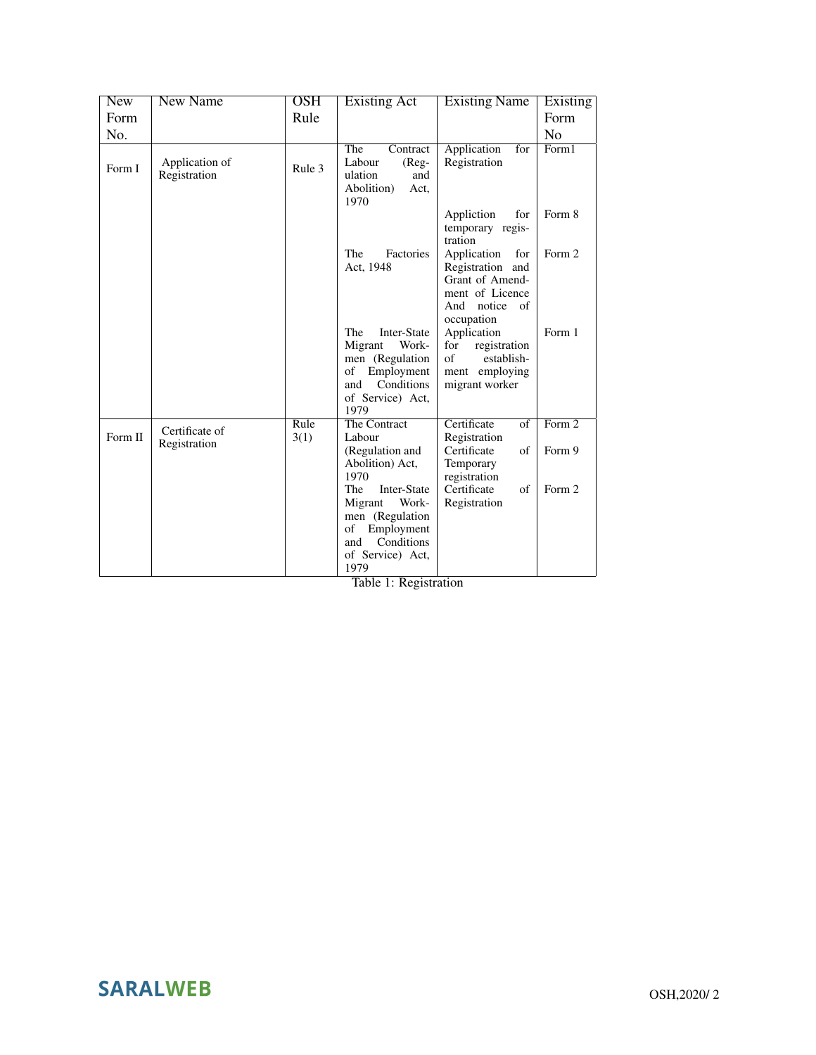| New Form No. | New Name | OSH Rule | Existing Act | Existing Name | Existing Form No |
|---|---|---|---|---|---|
| Form I | Application of Registration | Rule 3 | The Contract Labour (Regulation and Abolition) Act, 1970 | Application for Registration | Form1 |
| | | | | Appliction for temporary registration | Form 8 |
| | | | The Factories Act, 1948 | Application for Registration and Grant of Amendment of Licence And notice of occupation | Form 2 |
| | | | The Inter-State Migrant Workmen (Regulation of Employment and Conditions of Service) Act, 1979 | Application for registration of establishment employing migrant worker | Form 1 |
| Form II | Certificate of Registration | Rule 3(1) | The Contract Labour (Regulation and Abolition) Act, 1970 | Certificate of Registration | Form 2 |
| | | | | Certificate of Temporary registration | Form 9 |
| | | | The Inter-State Migrant Workmen (Regulation of Employment and Conditions of Service) Act, 1979 | Certificate of Registration | Form 2 |

Table 1: Registration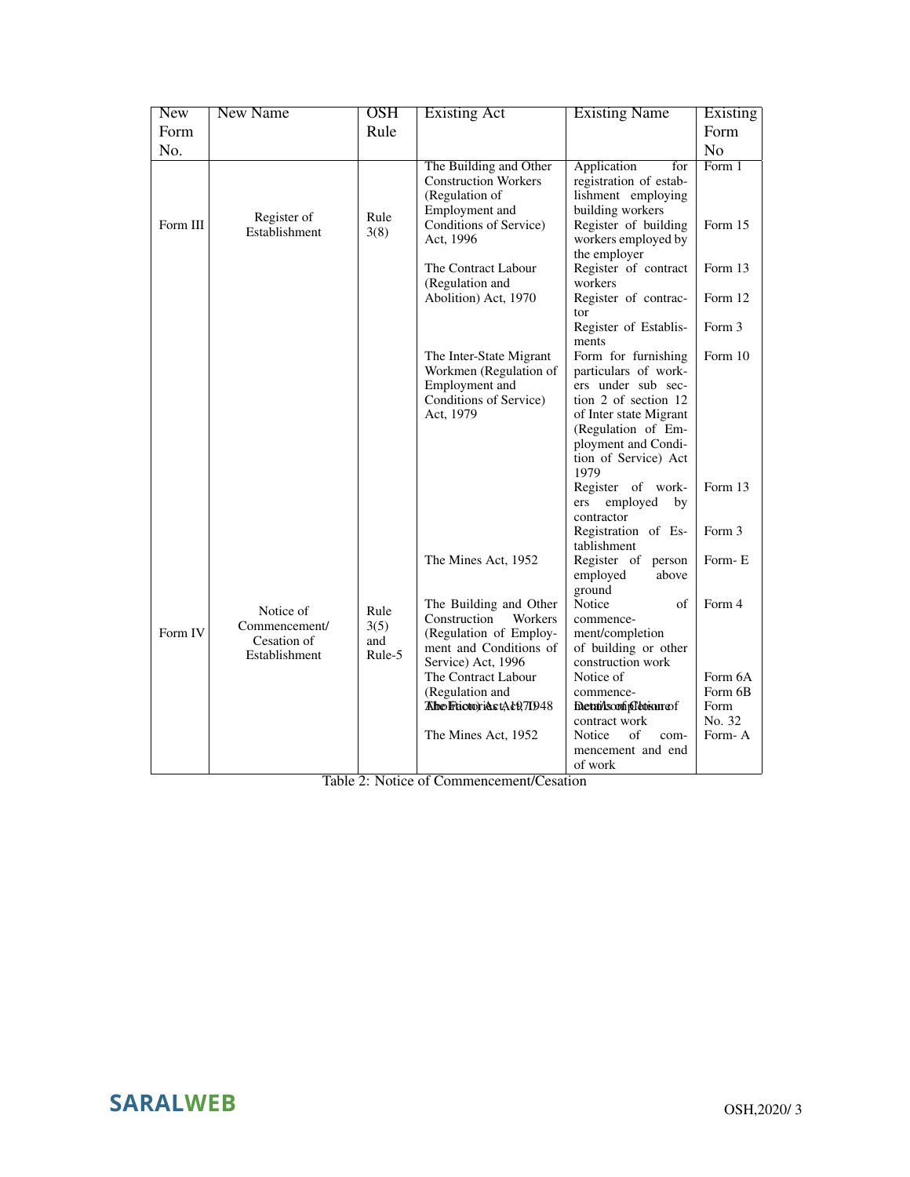| New Form No. | New Name | OSH Rule | Existing Act | Existing Name | Existing Form No |
|---|---|---|---|---|---|
| Form III | Register of Establishment | Rule 3(8) | The Building and Other Construction Workers (Regulation of Employment and Conditions of Service) Act, 1996 | Application for registration of establishment employing building workers | Form 1 |
| | | | | Register of building workers employed by the employer | Form 15 |
| | | | The Contract Labour (Regulation and Abolition) Act, 1970 | Register of contract workers | Form 13 |
| | | | | Register of contractor | Form 12 |
| | | | | Register of Establisments | Form 3 |
| | | | The Inter-State Migrant Workmen (Regulation of Employment and Conditions of Service) Act, 1979 | Form for furnishing particulars of workers under sub section 2 of section 12 of Inter state Migrant (Regulation of Employment and Condition of Service) Act 1979 | Form 10 |
| | | | | Register of workers employed by contractor | Form 13 |
| | | | | Registration of Establishment | Form 3 |
| | | | The Mines Act, 1952 | Register of person employed above ground | Form- E |
| Form IV | Notice of Commencement/ Cesation of Establishment | Rule 3(5) and Rule-5 | The Building and Other Construction Workers (Regulation of Employment and Conditions of Service) Act, 1996 | Notice of commencement/completion of building or other construction work | Form 4 |
| | | | The Contract Labour (Regulation and Abolition) Act, 1970 | Notice of commencement/completion of contract work | Form 6A<br>Form 6B |
| | | | The Factories Act, 1948 | Details of Closure | Form No. 32 |
| | | | The Mines Act, 1952 | Notice of commencement and end of work | Form- A |

Table 2: Notice of Commencement/Cesation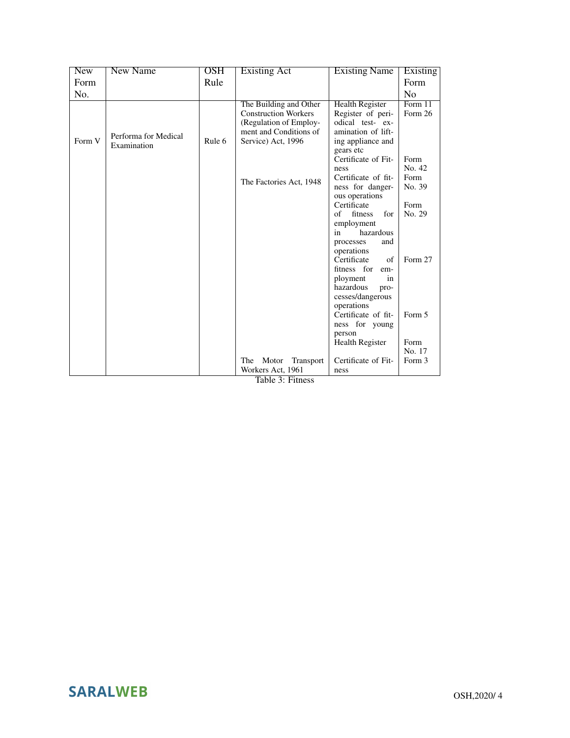| New Form No. | New Name | OSH Rule | Existing Act | Existing Name | Existing Form No |
|---|---|---|---|---|---|
| Form V | Performa for Medical Examination | Rule 6 | The Building and Other Construction Workers (Regulation of Employment and Conditions of Service) Act, 1996 | Health Register | Form 11 |
| | | | | Register of periodical test- examination of lifting appliance and gears etc | Form 26 |
| | | | The Factories Act, 1948 | Certificate of Fitness | Form No. 42 |
| | | | | Certificate of fitness for dangerous operations | Form No. 39 |
| | | | | Certificate of fitness for employment in hazardous processes and operations | Form No. 29 |
| | | | | Certificate of fitness for employment in hazardous processes/dangerous operations | Form 27 |
| | | | | Certificate of fitness for young person | Form 5 |
| | | | | Health Register | Form No. 17 |
| | | | The Motor Transport Workers Act, 1961 | Certificate of Fitness | Form 3 |

Table 3: Fitness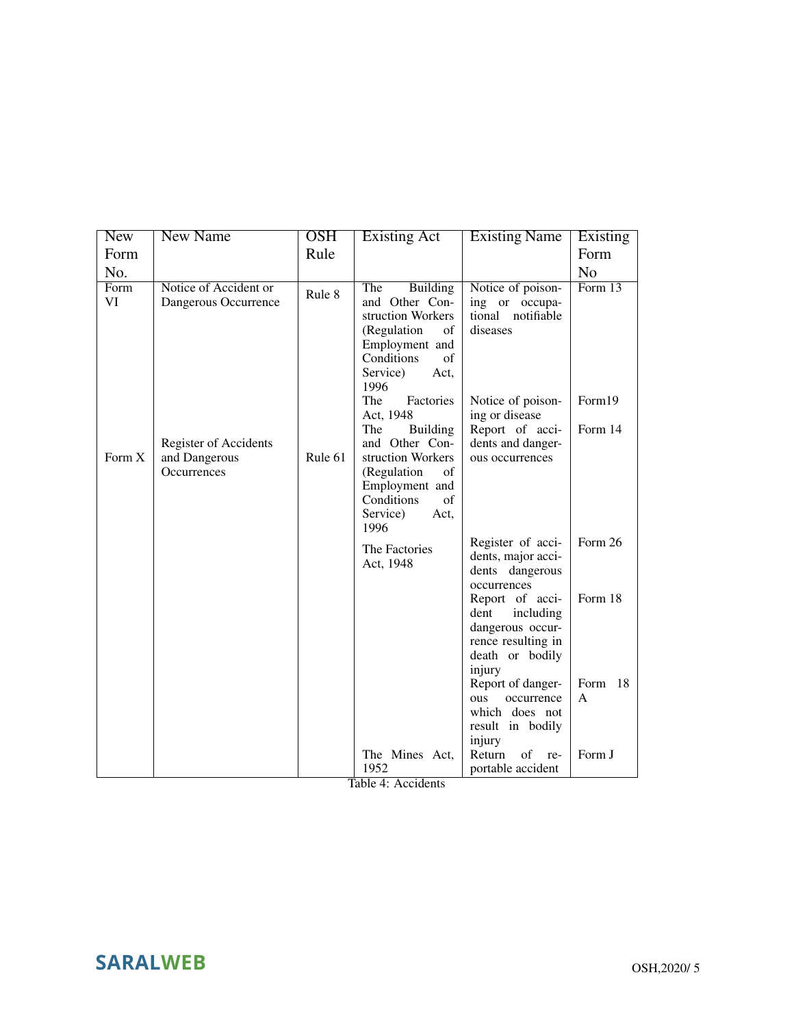| New Form No. | New Name | OSH Rule | Existing Act | Existing Name | Existing Form No |
|---|---|---|---|---|---|
| Form VI | Notice of Accident or Dangerous Occurrence | Rule 8 | The Building and Other Construction Workers (Regulation of Employment and Conditions of Service) Act, 1996 | Notice of poisoning or occupational notifiable diseases | Form 13 |
| | | | The Factories Act, 1948 | Notice of poisoning or disease | Form19 |
| Form X | Register of Accidents and Dangerous Occurrences | Rule 61 | The Building and Other Construction Workers (Regulation of Employment and Conditions of Service) Act, 1996 | Report of accidents and dangerous occurrences | Form 14 |
| | | | The Factories Act, 1948 | Register of accidents, major accidents dangerous occurrences | Form 26 |
| | | | | Report of accident including dangerous occurrence resulting in death or bodily injury | Form 18 |
| | | | | Report of dangerous occurrence which does not result in bodily injury | Form 18 A |
| | | | The Mines Act, 1952 | Return of reportable accident | Form J |

Table 4: Accidents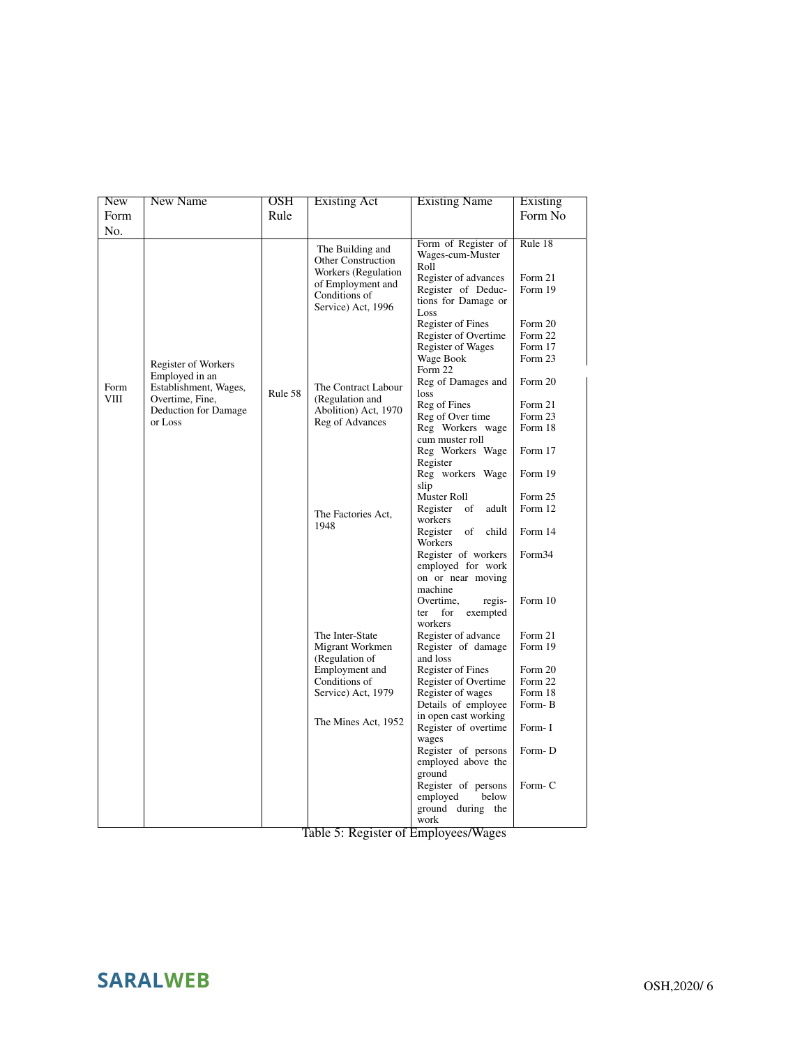| New Form No. | New Name | OSH Rule | Existing Act | Existing Name | Existing Form No |
|---|---|---|---|---|---|
| Form VIII | Register of Workers Employed in an Establishment, Wages, Overtime, Fine, Deduction for Damage or Loss | Rule 58 | The Building and Other Construction Workers (Regulation of Employment and Conditions of Service) Act, 1996 | Form of Register of Wages-cum-Muster Roll | Rule 18 |
| | | | | Register of advances | Form 21 |
| | | | | Register of Deductions for Damage or Loss | Form 19 |
| | | | | Register of Fines | Form 20 |
| | | | | Register of Overtime | Form 22 |
| | | | | Register of Wages | Form 17 |
| | | | | Wage Book | Form 23 |
| | | | | Form 22 | |
| | | | The Contract Labour (Regulation and Abolition) Act, 1970 Reg of Advances | Reg of Damages and loss | Form 20 |
| | | | | Reg of Fines | Form 21 |
| | | | | Reg of Over time | Form 23 |
| | | | | Reg Workers wage cum muster roll | Form 18 |
| | | | | Reg Workers Wage Register | Form 17 |
| | | | | Reg workers Wage slip | Form 19 |
| | | | | Muster Roll | Form 25 |
| | | | The Factories Act, 1948 | Register of adult workers | Form 12 |
| | | | | Register of child Workers | Form 14 |
| | | | | Register of workers employed for work on or near moving machine | Form34 |
| | | | | Overtime, register for exempted workers | Form 10 |
| | | | The Inter-State Migrant Workmen (Regulation of Employment and Conditions of Service) Act, 1979 | Register of advance | Form 21 |
| | | | | Register of damage and loss | Form 19 |
| | | | | Register of Fines | Form 20 |
| | | | | Register of Overtime | Form 22 |
| | | | | Register of wages | Form 18 |
| | | | The Mines Act, 1952 | Details of employee in open cast working | Form- B |
| | | | | Register of overtime wages | Form- I |
| | | | | Register of persons employed above the ground | Form- D |
| | | | | Register of persons employed below ground during the work | Form- C |

Table 5: Register of Employees/Wages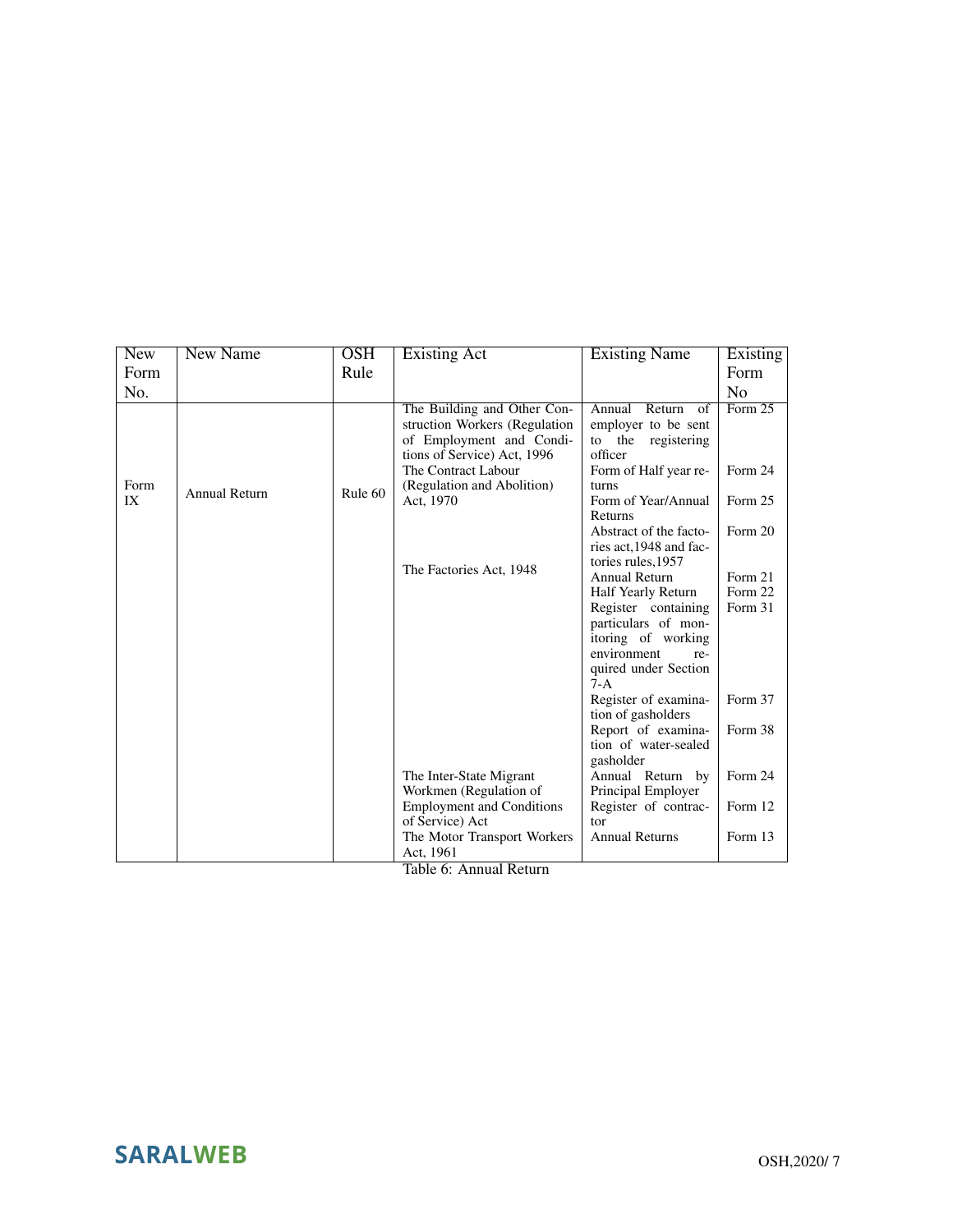| New Form No. | New Name | OSH Rule | Existing Act | Existing Name | Existing Form No |
|---|---|---|---|---|---|
| Form IX | Annual Return | Rule 60 | The Building and Other Construction Workers (Regulation of Employment and Conditions of Service) Act, 1996 | Annual Return of employer to be sent to the registering officer | Form 25 |
| | | | The Contract Labour (Regulation and Abolition) Act, 1970 | Form of Half year returns | Form 24 |
| | | | | Form of Year/Annual Returns | Form 25 |
| | | | The Factories Act, 1948 | Abstract of the factories act,1948 and factories rules,1957 | Form 20 |
| | | | | Annual Return | Form 21 |
| | | | | Half Yearly Return | Form 22 |
| | | | | Register containing particulars of monitoring of working environment required under Section 7-A | Form 31 |
| | | | | Register of examination of gasholders | Form 37 |
| | | | | Report of examination of water-sealed gasholder | Form 38 |
| | | | The Inter-State Migrant Workmen (Regulation of Employment and Conditions of Service) Act | Annual Return by Principal Employer | Form 24 |
| | | | | Register of contractor | Form 12 |
| | | | The Motor Transport Workers Act, 1961 | Annual Returns | Form 13 |

Table 6: Annual Return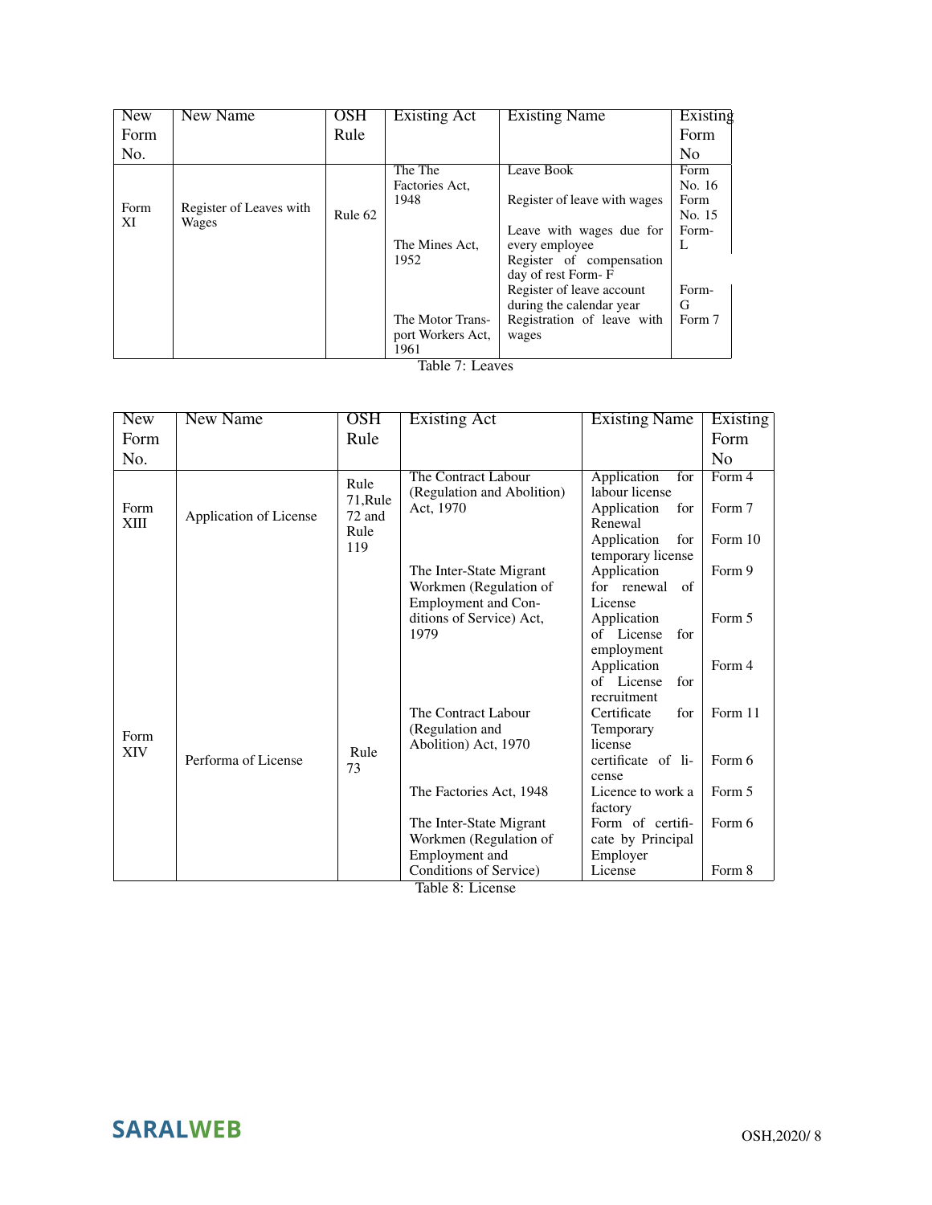| New Form No. | New Name | OSH Rule | Existing Act | Existing Name | Existing Form No |
|---|---|---|---|---|---|
| Form XI | Register of Leaves with Wages | Rule 62 | The The Factories Act, 1948 | Leave Book | Form No. 16 |
| | | | | Register of leave with wages | Form No. 15 |
| | | | The Mines Act, 1952 | Leave with wages due for every employee | Form-L |
| | | | | Register of compensation day of rest Form- F | |
| | | | | Register of leave account during the calendar year | Form-G |
| | | | The Motor Transport Workers Act, 1961 | Registration of leave with wages | Form 7 |

Table 7: Leaves

| New Form No. | New Name | OSH Rule | Existing Act | Existing Name | Existing Form No |
|---|---|---|---|---|---|
| Form XIII | Application of License | Rule 71,Rule 72 and Rule 119 | The Contract Labour (Regulation and Abolition) Act, 1970 | Application for labour license | Form 4 |
| | | | | Application for Renewal | Form 7 |
| | | | | Application for temporary license | Form 10 |
| | | | The Inter-State Migrant Workmen (Regulation of Employment and Conditions of Service) Act, 1979 | Application for renewal of License | Form 9 |
| | | | | Application of License for employment | Form 5 |
| | | | | Application of License for recruitment | Form 4 |
| Form XIV | Performa of License | Rule 73 | The Contract Labour (Regulation and Abolition) Act, 1970 | Certificate for Temporary license | Form 11 |
| | | | | certificate of license | Form 6 |
| | | | The Factories Act, 1948 | Licence to work a factory | Form 5 |
| | | | The Inter-State Migrant Workmen (Regulation of Employment and Conditions of Service) | Form of certificate by Principal Employer | Form 6 |
| | | | | License | Form 8 |

Table 8: License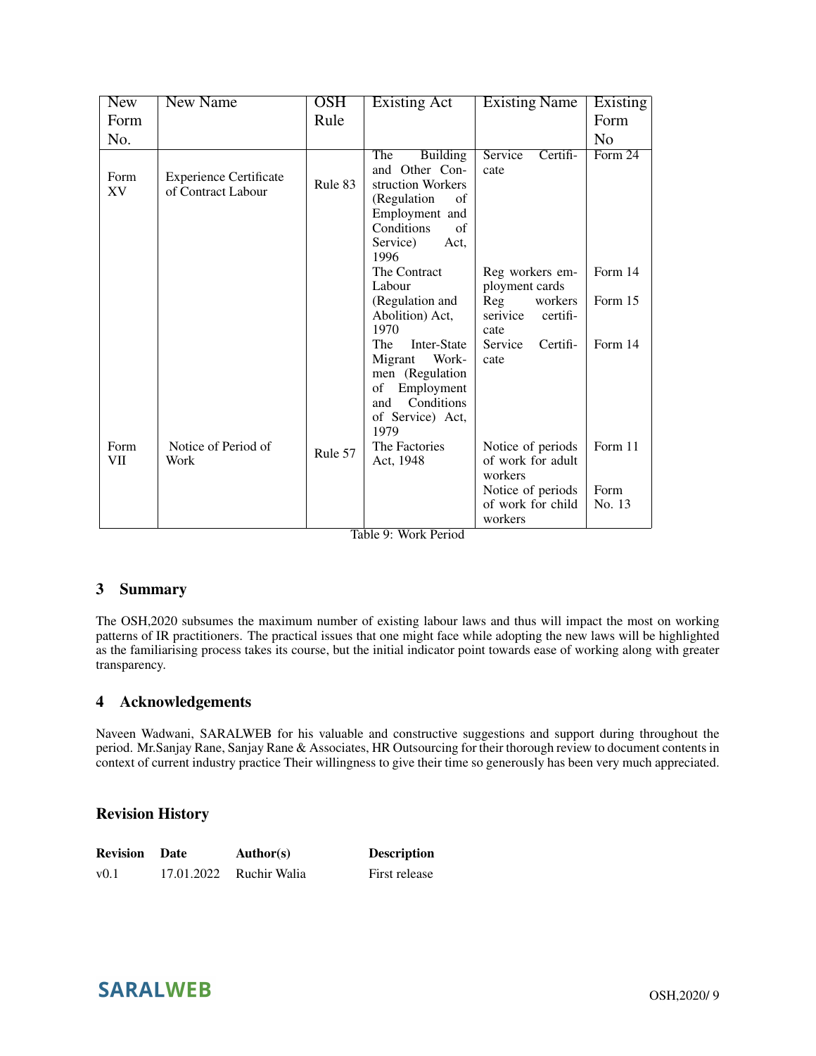| New Form No. | New Name | OSH Rule | Existing Act | Existing Name | Existing Form No |
|---|---|---|---|---|---|
| Form XV | Experience Certificate of Contract Labour | Rule 83 | The Building and Other Construction Workers (Regulation of Employment and Conditions of Service) Act, 1996 | Service Certificate | Form 24 |
| | | | The Contract Labour (Regulation and Abolition) Act, 1970 | Reg workers employment cards | Form 14 |
| | | | | Reg workers serivice certificate | Form 15 |
| | | | The Inter-State Migrant Workmen (Regulation of Employment and Conditions of Service) Act, 1979 | Service Certificate | Form 14 |
| Form VII | Notice of Period of Work | Rule 57 | The Factories Act, 1948 | Notice of periods of work for adult workers | Form 11 |
| | | | | Notice of periods of work for child workers | Form No. 13 |

Table 9: Work Period

## 3 Summary

The OSH,2020 subsumes the maximum number of existing labour laws and thus will impact the most on working patterns of IR practitioners. The practical issues that one might face while adopting the new laws will be highlighted as the familiarising process takes its course, but the initial indicator point towards ease of working along with greater transparency.

## 4 Acknowledgements

Naveen Wadwani, SARALWEB for his valuable and constructive suggestions and support during throughout the period. Mr.Sanjay Rane, Sanjay Rane & Associates, HR Outsourcing for their thorough review to document contents in context of current industry practice Their willingness to give their time so generously has been very much appreciated.

## Revision History

| Revision | Date | Author(s) | Description |
|---|---|---|---|
| v0.1 | 17.01.2022 | Ruchir Walia | First release |